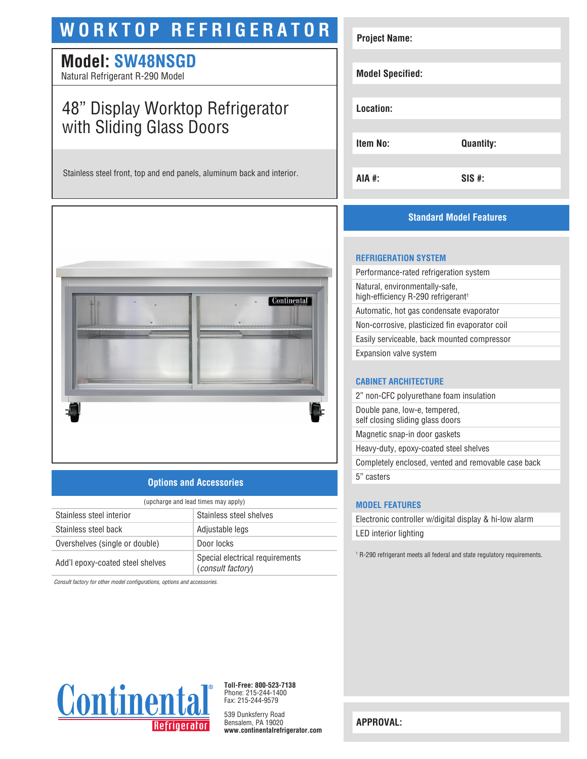# WORKTOP REFRIGERATOR

## Model: SW48NSGD

Natural Refrigerant R-290 Model

### 48" Display Worktop Refrigerator with Sliding Glass Doors

Stainless steel front, top and end panels, aluminum back and interior.

| Project Name: | |
|---|---|
| Model Specified: | |
| Location: | |
| Item No: | Quantity: |
| AIA #: | SIS #: |

## Options and Accessories

(upcharge and lead times may apply)

| | |
|---|---|
| Stainless steel interior | Stainless steel shelves |
| Stainless steel back | Adjustable legs |
| Overshelves (single or double) | Door locks |
| Add'l epoxy-coated steel shelves | Special electrical requirements (*consult factory*) |

*Consult factory for other model configurations, options and accessories.*

## Standard Model Features

### REFRIGERATION SYSTEM

- Performance-rated refrigeration system
- Natural, environmentally-safe, high-efficiency R-290 refrigerant[1]
- Automatic, hot gas condensate evaporator
- Non-corrosive, plasticized fin evaporator coil
- Easily serviceable, back mounted compressor
- Expansion valve system

### CABINET ARCHITECTURE

- 2" non-CFC polyurethane foam insulation
- Double pane, low-e, tempered, self closing sliding glass doors
- Magnetic snap-in door gaskets
- Heavy-duty, epoxy-coated steel shelves
- Completely enclosed, vented and removable case back
- 5" casters

### MODEL FEATURES

- Electronic controller w/digital display & hi-low alarm
- LED interior lighting

[1] R-290 refrigerant meets all federal and state regulatory requirements.

Continental Refrigerator

**Toll-Free: 800-523-7138**
Phone: 215-244-1400
Fax: 215-244-9579

539 Dunksferry Road
Bensalem, PA 19020
**www.continentalrefrigerator.com**

**APPROVAL:**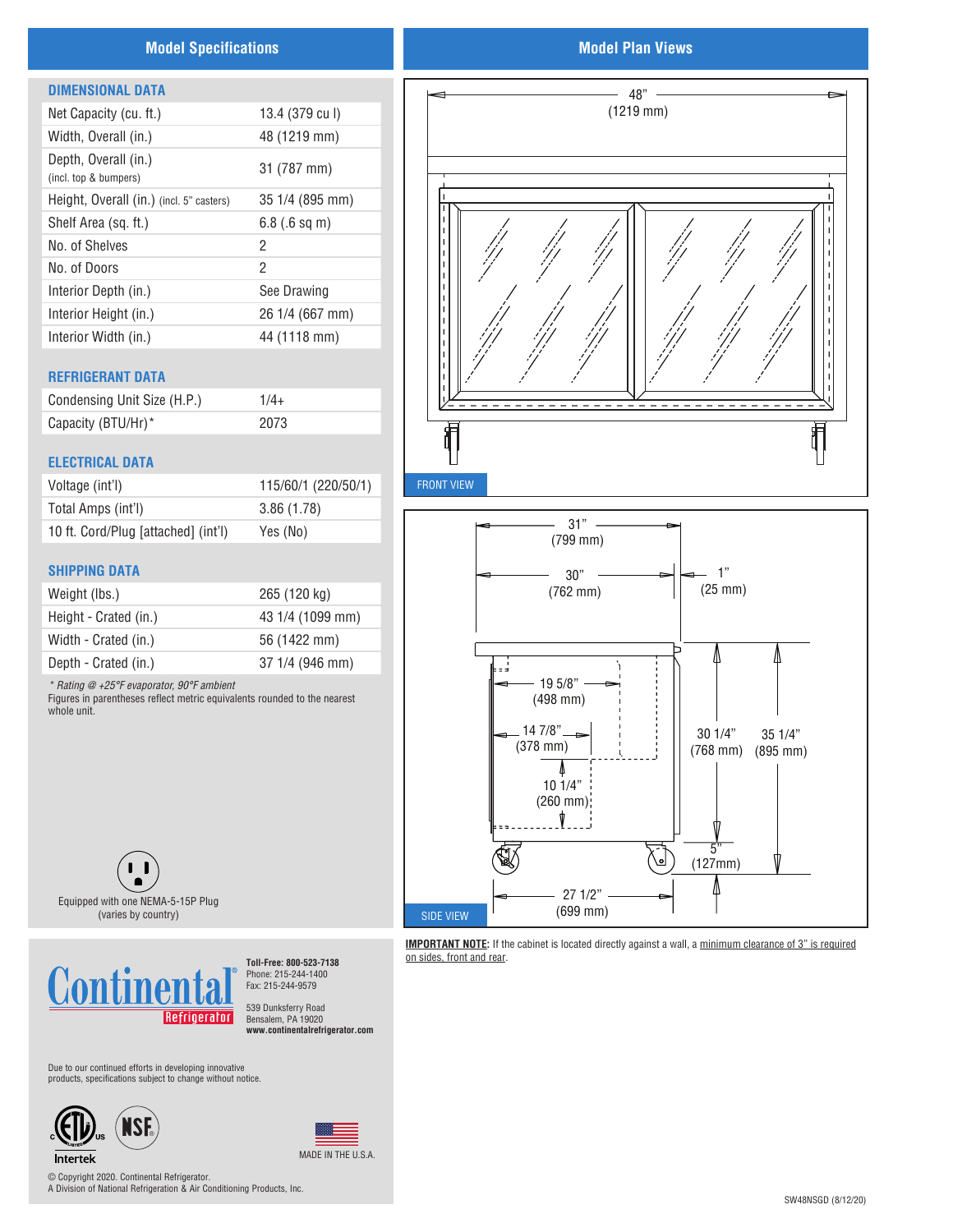## Model Specifications

### DIMENSIONAL DATA

| | |
|---|---|
| Net Capacity (cu. ft.) | 13.4 (379 cu l) |
| Width, Overall (in.) | 48 (1219 mm) |
| Depth, Overall (in.) (incl. top & bumpers) | 31 (787 mm) |
| Height, Overall (in.) (incl. 5" casters) | 35 1/4 (895 mm) |
| Shelf Area (sq. ft.) | 6.8 (.6 sq m) |
| No. of Shelves | 2 |
| No. of Doors | 2 |
| Interior Depth (in.) | See Drawing |
| Interior Height (in.) | 26 1/4 (667 mm) |
| Interior Width (in.) | 44 (1118 mm) |

### REFRIGERANT DATA

| | |
|---|---|
| Condensing Unit Size (H.P.) | 1/4+ |
| Capacity (BTU/Hr)* | 2073 |

### ELECTRICAL DATA

| | |
|---|---|
| Voltage (int'l) | 115/60/1 (220/50/1) |
| Total Amps (int'l) | 3.86 (1.78) |
| 10 ft. Cord/Plug [attached] (int'l) | Yes (No) |

### SHIPPING DATA

| | |
|---|---|
| Weight (lbs.) | 265 (120 kg) |
| Height - Crated (in.) | 43 1/4 (1099 mm) |
| Width - Crated (in.) | 56 (1422 mm) |
| Depth - Crated (in.) | 37 1/4 (946 mm) |

*\* Rating @ +25°F evaporator, 90°F ambient*

Figures in parentheses reflect metric equivalents rounded to the nearest whole unit.

Equipped with one NEMA-5-15P Plug (varies by country)

## Model Plan Views

48"
(1219 mm)

FRONT VIEW

31"
(799 mm)

30"
(762 mm)

1"
(25 mm)

19 5/8"
(498 mm)

14 7/8"
(378 mm)

10 1/4"
(260 mm)

30 1/4"
(768 mm)

35 1/4"
(895 mm)

5"
(127mm)

27 1/2"
(699 mm)

SIDE VIEW

**IMPORTANT NOTE:** If the cabinet is located directly against a wall, a minimum clearance of 3" is required on sides, front and rear.

Continental Refrigerator

**Toll-Free: 800-523-7138**
Phone: 215-244-1400
Fax: 215-244-9579

539 Dunksferry Road
Bensalem, PA 19020
**www.continentalrefrigerator.com**

Due to our continued efforts in developing innovative products, specifications subject to change without notice.

Intertek

MADE IN THE U.S.A.

© Copyright 2020. Continental Refrigerator.
A Division of National Refrigeration & Air Conditioning Products, Inc.

SW48NSGD (8/12/20)